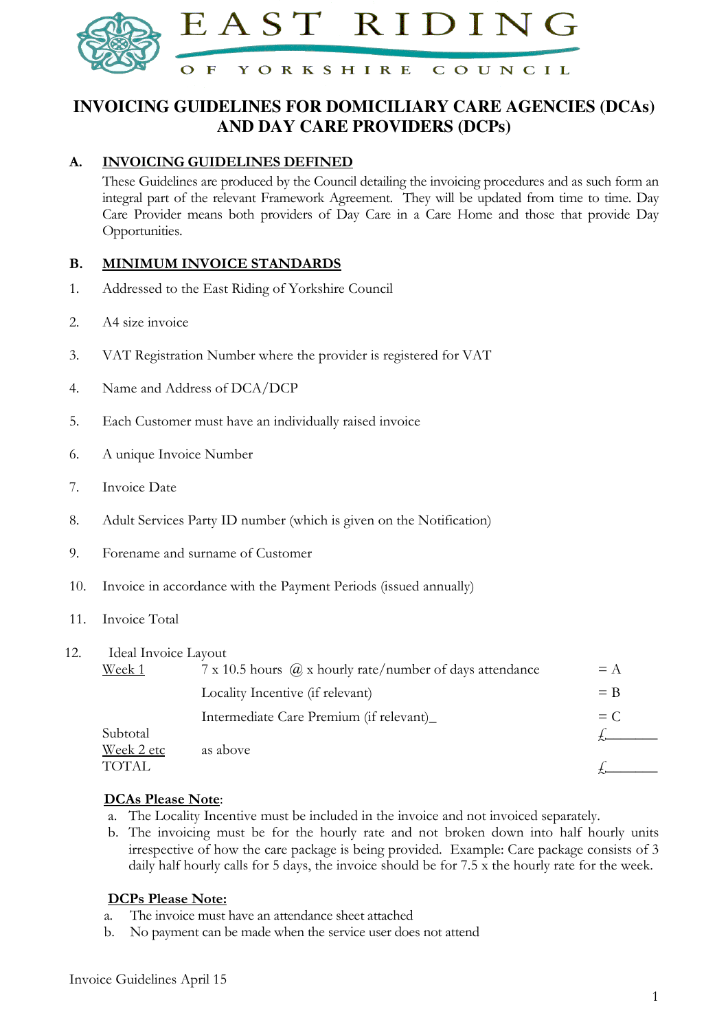EAST RIDING OF YORKSHIRE COUNCIL

# INVOICING GUIDELINES FOR DOMICILIARY CARE AGENCIES (DCAs) AND DAY CARE PROVIDERS (DCPs)

## A. INVOICING GUIDELINES DEFINED

These Guidelines are produced by the Council detailing the invoicing procedures and as such form an integral part of the relevant Framework Agreement. They will be updated from time to time. Day Care Provider means both providers of Day Care in a Care Home and those that provide Day Opportunities.

## B. MINIMUM INVOICE STANDARDS

1. Addressed to the East Riding of Yorkshire Council
2. A4 size invoice
3. VAT Registration Number where the provider is registered for VAT
4. Name and Address of DCA/DCP
5. Each Customer must have an individually raised invoice
6. A unique Invoice Number
7. Invoice Date
8. Adult Services Party ID number (which is given on the Notification)
9. Forename and surname of Customer
10. Invoice in accordance with the Payment Periods (issued annually)
11. Invoice Total
12. Ideal Invoice Layout

| | | |
|---|---|---|
| Week 1 | 7 x 10.5 hours @ x hourly rate/number of days attendance | = A |
| | Locality Incentive (if relevant) | = B |
| | Intermediate Care Premium (if relevant)_ | = C |
| Subtotal | | £_______ |
| Week 2 etc | as above | |
| TOTAL | | £_______ |

**DCAs Please Note**:

a. The Locality Incentive must be included in the invoice and not invoiced separately.
b. The invoicing must be for the hourly rate and not broken down into half hourly units irrespective of how the care package is being provided. Example: Care package consists of 3 daily half hourly calls for 5 days, the invoice should be for 7.5 x the hourly rate for the week.

**DCPs Please Note:**

a. The invoice must have an attendance sheet attached
b. No payment can be made when the service user does not attend

Invoice Guidelines April 15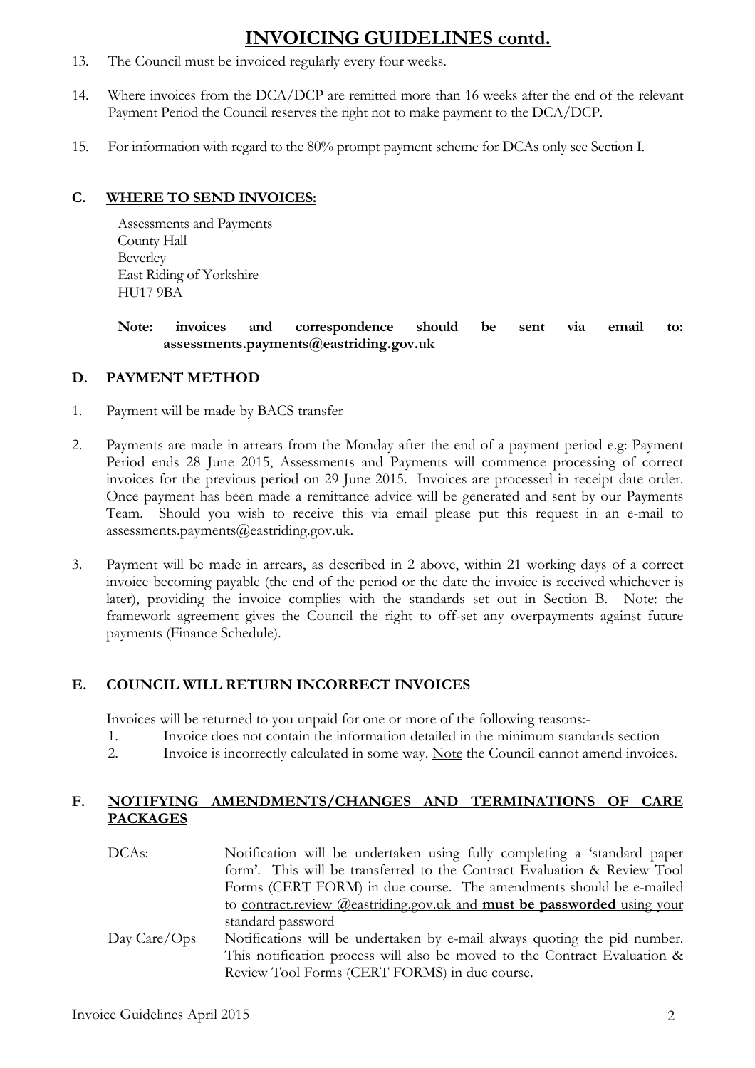# INVOICING GUIDELINES contd.

13. The Council must be invoiced regularly every four weeks.

14. Where invoices from the DCA/DCP are remitted more than 16 weeks after the end of the relevant Payment Period the Council reserves the right not to make payment to the DCA/DCP.

15. For information with regard to the 80% prompt payment scheme for DCAs only see Section I.

## C. WHERE TO SEND INVOICES:

Assessments and Payments
County Hall
Beverley
East Riding of Yorkshire
HU17 9BA

**Note: invoices and correspondence should be sent via email to: assessments.payments@eastriding.gov.uk**

## D. PAYMENT METHOD

1. Payment will be made by BACS transfer

2. Payments are made in arrears from the Monday after the end of a payment period e.g: Payment Period ends 28 June 2015, Assessments and Payments will commence processing of correct invoices for the previous period on 29 June 2015. Invoices are processed in receipt date order. Once payment has been made a remittance advice will be generated and sent by our Payments Team. Should you wish to receive this via email please put this request in an e-mail to assessments.payments@eastriding.gov.uk.

3. Payment will be made in arrears, as described in 2 above, within 21 working days of a correct invoice becoming payable (the end of the period or the date the invoice is received whichever is later), providing the invoice complies with the standards set out in Section B. Note: the framework agreement gives the Council the right to off-set any overpayments against future payments (Finance Schedule).

## E. COUNCIL WILL RETURN INCORRECT INVOICES

Invoices will be returned to you unpaid for one or more of the following reasons:-

1. Invoice does not contain the information detailed in the minimum standards section
2. Invoice is incorrectly calculated in some way. Note the Council cannot amend invoices.

## F. NOTIFYING AMENDMENTS/CHANGES AND TERMINATIONS OF CARE PACKAGES

DCAs: Notification will be undertaken using fully completing a 'standard paper form'. This will be transferred to the Contract Evaluation & Review Tool Forms (CERT FORM) in due course. The amendments should be e-mailed to contract.review @eastriding.gov.uk and **must be passworded** using your standard password

Day Care/Ops: Notifications will be undertaken by e-mail always quoting the pid number. This notification process will also be moved to the Contract Evaluation & Review Tool Forms (CERT FORMS) in due course.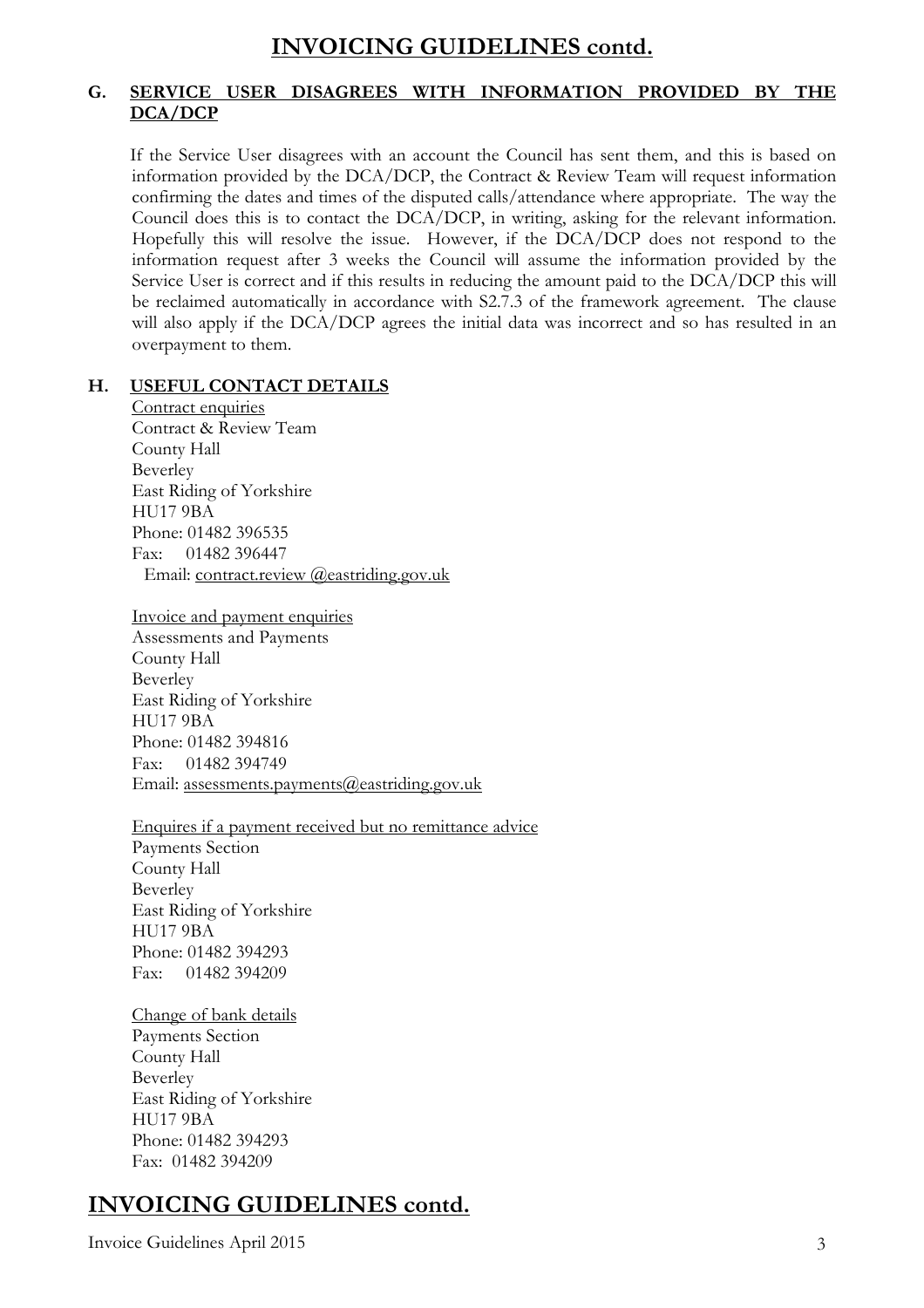# INVOICING GUIDELINES contd.

## G. SERVICE USER DISAGREES WITH INFORMATION PROVIDED BY THE DCA/DCP

If the Service User disagrees with an account the Council has sent them, and this is based on information provided by the DCA/DCP, the Contract & Review Team will request information confirming the dates and times of the disputed calls/attendance where appropriate. The way the Council does this is to contact the DCA/DCP, in writing, asking for the relevant information. Hopefully this will resolve the issue. However, if the DCA/DCP does not respond to the information request after 3 weeks the Council will assume the information provided by the Service User is correct and if this results in reducing the amount paid to the DCA/DCP this will be reclaimed automatically in accordance with S2.7.3 of the framework agreement. The clause will also apply if the DCA/DCP agrees the initial data was incorrect and so has resulted in an overpayment to them.

## H. USEFUL CONTACT DETAILS

Contract enquiries
Contract & Review Team
County Hall
Beverley
East Riding of Yorkshire
HU17 9BA
Phone: 01482 396535
Fax: 01482 396447
Email: contract.review @eastriding.gov.uk

Invoice and payment enquiries
Assessments and Payments
County Hall
Beverley
East Riding of Yorkshire
HU17 9BA
Phone: 01482 394816
Fax: 01482 394749
Email: assessments.payments@eastriding.gov.uk

Enquires if a payment received but no remittance advice
Payments Section
County Hall
Beverley
East Riding of Yorkshire
HU17 9BA
Phone: 01482 394293
Fax: 01482 394209

Change of bank details
Payments Section
County Hall
Beverley
East Riding of Yorkshire
HU17 9BA
Phone: 01482 394293
Fax: 01482 394209

# INVOICING GUIDELINES contd.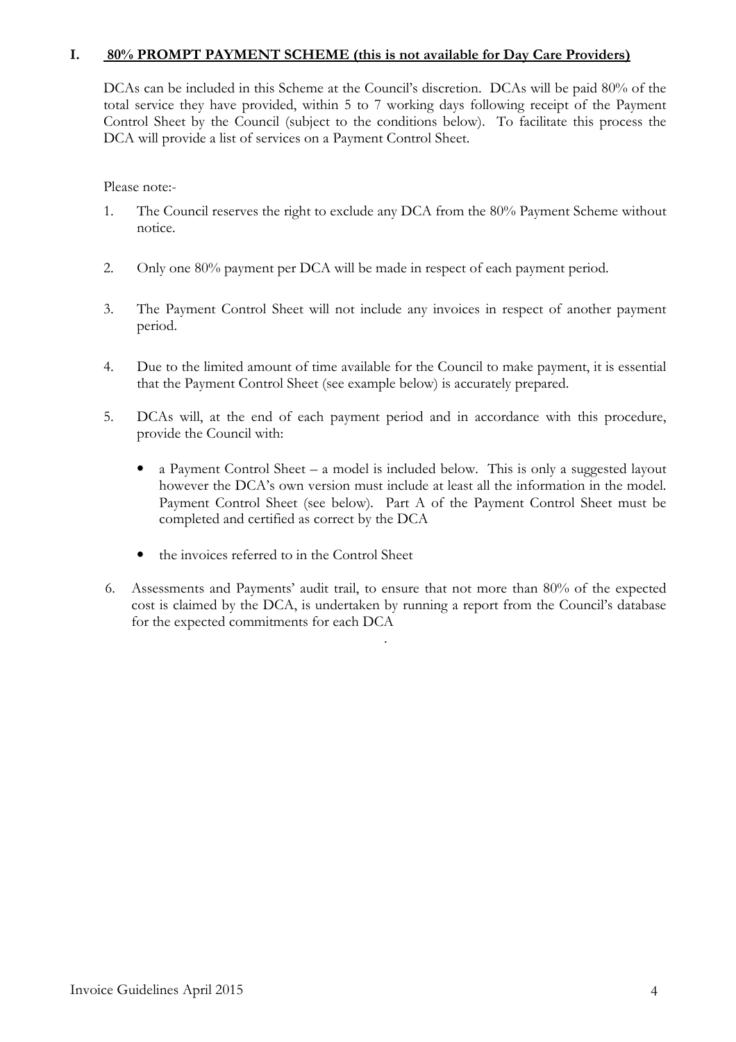## I. 80% PROMPT PAYMENT SCHEME (this is not available for Day Care Providers)

DCAs can be included in this Scheme at the Council's discretion. DCAs will be paid 80% of the total service they have provided, within 5 to 7 working days following receipt of the Payment Control Sheet by the Council (subject to the conditions below). To facilitate this process the DCA will provide a list of services on a Payment Control Sheet.

Please note:-

1. The Council reserves the right to exclude any DCA from the 80% Payment Scheme without notice.

2. Only one 80% payment per DCA will be made in respect of each payment period.

3. The Payment Control Sheet will not include any invoices in respect of another payment period.

4. Due to the limited amount of time available for the Council to make payment, it is essential that the Payment Control Sheet (see example below) is accurately prepared.

5. DCAs will, at the end of each payment period and in accordance with this procedure, provide the Council with:

   - a Payment Control Sheet – a model is included below. This is only a suggested layout however the DCA's own version must include at least all the information in the model. Payment Control Sheet (see below). Part A of the Payment Control Sheet must be completed and certified as correct by the DCA

   - the invoices referred to in the Control Sheet

6. Assessments and Payments' audit trail, to ensure that not more than 80% of the expected cost is claimed by the DCA, is undertaken by running a report from the Council's database for the expected commitments for each DCA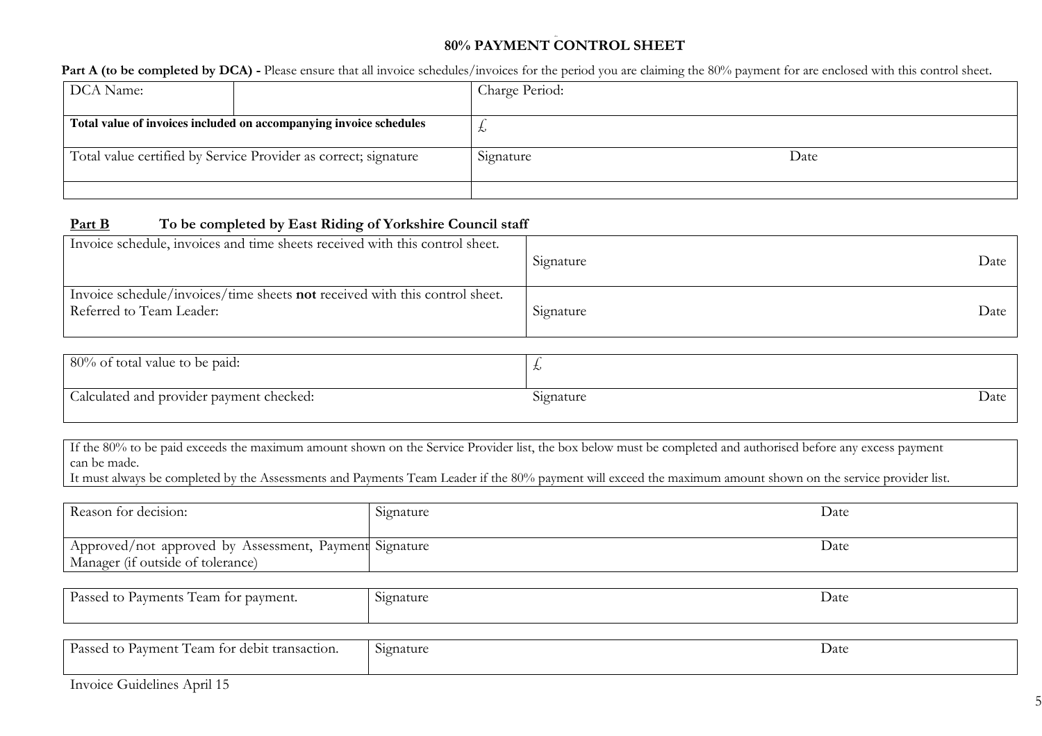# 80% PAYMENT CONTROL SHEET

**Part A (to be completed by DCA) -** Please ensure that all invoice schedules/invoices for the period you are claiming the 80% payment for are enclosed with this control sheet.

| | | | |
|---|---|---|---|
| DCA Name: | | Charge Period: | |
| **Total value of invoices included on accompanying invoice schedules** | | £ | |
| Total value certified by Service Provider as correct; signature | | Signature | Date |
| | | | |

## Part B To be completed by East Riding of Yorkshire Council staff

| | | |
|---|---|---|
| Invoice schedule, invoices and time sheets received with this control sheet. | Signature | Date |
| Invoice schedule/invoices/time sheets **not** received with this control sheet. Referred to Team Leader: | Signature | Date |

| | | |
|---|---|---|
| 80% of total value to be paid: | £ | |
| Calculated and provider payment checked: | Signature | Date |

If the 80% to be paid exceeds the maximum amount shown on the Service Provider list, the box below must be completed and authorised before any excess payment can be made.
It must always be completed by the Assessments and Payments Team Leader if the 80% payment will exceed the maximum amount shown on the service provider list.

| | | |
|---|---|---|
| Reason for decision: | Signature | Date |
| Approved/not approved by Assessment, Payment Manager (if outside of tolerance) | Signature | Date |

| | | |
|---|---|---|
| Passed to Payments Team for payment. | Signature | Date |

| | | |
|---|---|---|
| Passed to Payment Team for debit transaction. | Signature | Date |

Invoice Guidelines April 15